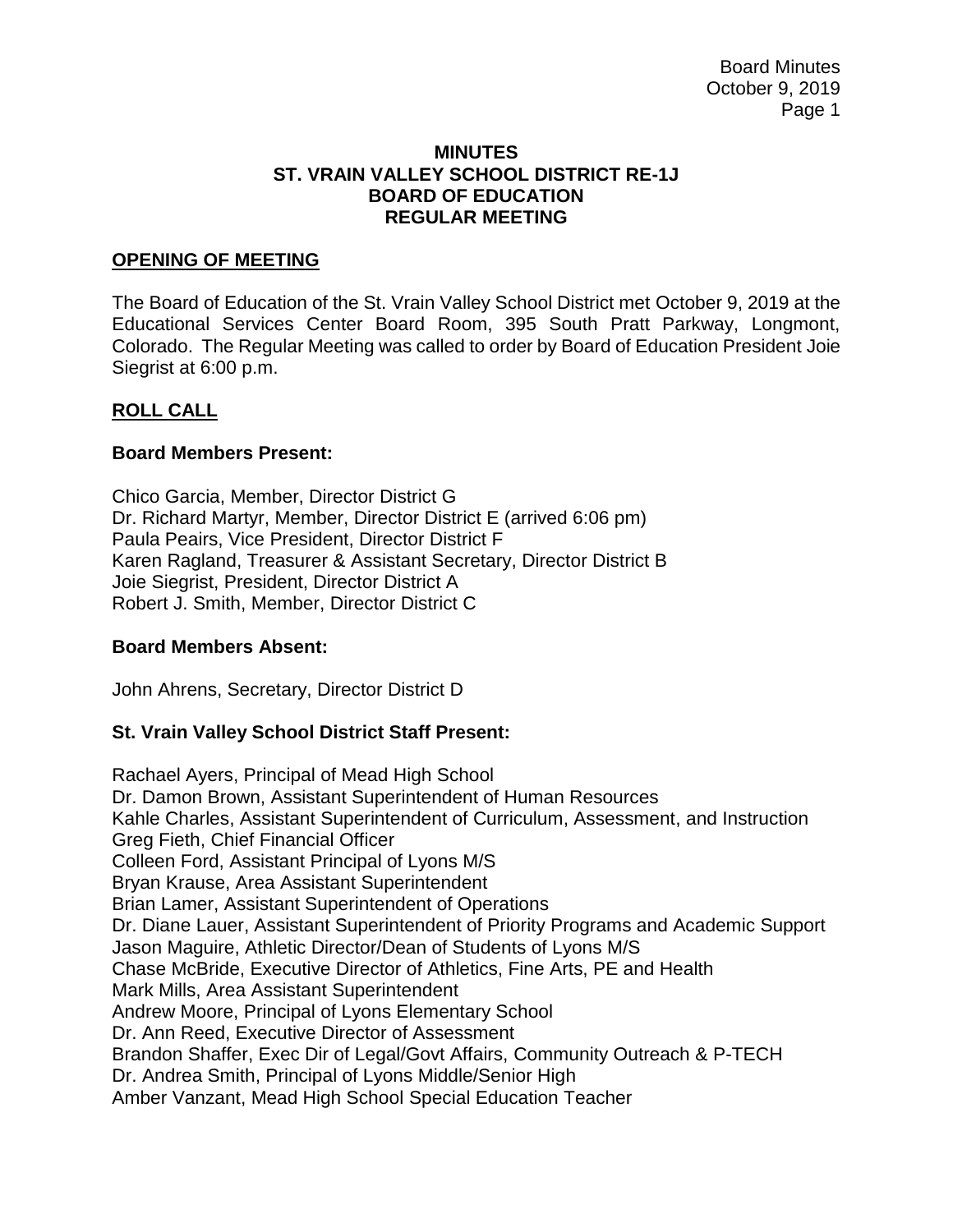# MINUTES
# ST. VRAIN VALLEY SCHOOL DISTRICT RE-1J
# BOARD OF EDUCATION
# REGULAR MEETING

## OPENING OF MEETING

The Board of Education of the St. Vrain Valley School District met October 9, 2019 at the Educational Services Center Board Room, 395 South Pratt Parkway, Longmont, Colorado. The Regular Meeting was called to order by Board of Education President Joie Siegrist at 6:00 p.m.

## ROLL CALL

### Board Members Present:

Chico Garcia, Member, Director District G
Dr. Richard Martyr, Member, Director District E (arrived 6:06 pm)
Paula Peairs, Vice President, Director District F
Karen Ragland, Treasurer & Assistant Secretary, Director District B
Joie Siegrist, President, Director District A
Robert J. Smith, Member, Director District C

### Board Members Absent:

John Ahrens, Secretary, Director District D

### St. Vrain Valley School District Staff Present:

Rachael Ayers, Principal of Mead High School
Dr. Damon Brown, Assistant Superintendent of Human Resources
Kahle Charles, Assistant Superintendent of Curriculum, Assessment, and Instruction
Greg Fieth, Chief Financial Officer
Colleen Ford, Assistant Principal of Lyons M/S
Bryan Krause, Area Assistant Superintendent
Brian Lamer, Assistant Superintendent of Operations
Dr. Diane Lauer, Assistant Superintendent of Priority Programs and Academic Support
Jason Maguire, Athletic Director/Dean of Students of Lyons M/S
Chase McBride, Executive Director of Athletics, Fine Arts, PE and Health
Mark Mills, Area Assistant Superintendent
Andrew Moore, Principal of Lyons Elementary School
Dr. Ann Reed, Executive Director of Assessment
Brandon Shaffer, Exec Dir of Legal/Govt Affairs, Community Outreach & P-TECH
Dr. Andrea Smith, Principal of Lyons Middle/Senior High
Amber Vanzant, Mead High School Special Education Teacher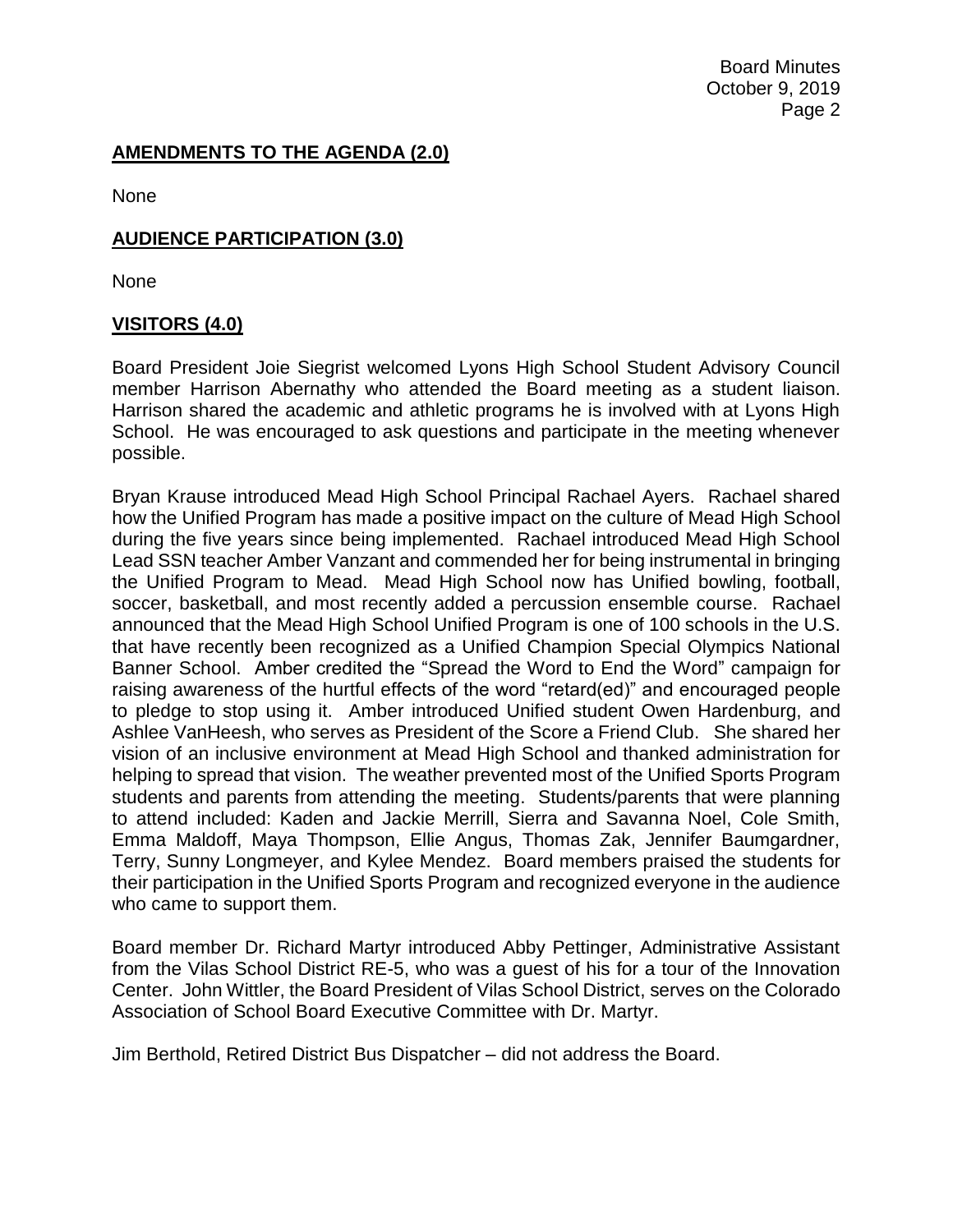## AMENDMENTS TO THE AGENDA (2.0)

None

## AUDIENCE PARTICIPATION (3.0)

None

## VISITORS (4.0)

Board President Joie Siegrist welcomed Lyons High School Student Advisory Council member Harrison Abernathy who attended the Board meeting as a student liaison. Harrison shared the academic and athletic programs he is involved with at Lyons High School. He was encouraged to ask questions and participate in the meeting whenever possible.

Bryan Krause introduced Mead High School Principal Rachael Ayers. Rachael shared how the Unified Program has made a positive impact on the culture of Mead High School during the five years since being implemented. Rachael introduced Mead High School Lead SSN teacher Amber Vanzant and commended her for being instrumental in bringing the Unified Program to Mead. Mead High School now has Unified bowling, football, soccer, basketball, and most recently added a percussion ensemble course. Rachael announced that the Mead High School Unified Program is one of 100 schools in the U.S. that have recently been recognized as a Unified Champion Special Olympics National Banner School. Amber credited the "Spread the Word to End the Word" campaign for raising awareness of the hurtful effects of the word "retard(ed)" and encouraged people to pledge to stop using it. Amber introduced Unified student Owen Hardenburg, and Ashlee VanHeesh, who serves as President of the Score a Friend Club. She shared her vision of an inclusive environment at Mead High School and thanked administration for helping to spread that vision. The weather prevented most of the Unified Sports Program students and parents from attending the meeting. Students/parents that were planning to attend included: Kaden and Jackie Merrill, Sierra and Savanna Noel, Cole Smith, Emma Maldoff, Maya Thompson, Ellie Angus, Thomas Zak, Jennifer Baumgardner, Terry, Sunny Longmeyer, and Kylee Mendez. Board members praised the students for their participation in the Unified Sports Program and recognized everyone in the audience who came to support them.

Board member Dr. Richard Martyr introduced Abby Pettinger, Administrative Assistant from the Vilas School District RE-5, who was a guest of his for a tour of the Innovation Center. John Wittler, the Board President of Vilas School District, serves on the Colorado Association of School Board Executive Committee with Dr. Martyr.

Jim Berthold, Retired District Bus Dispatcher – did not address the Board.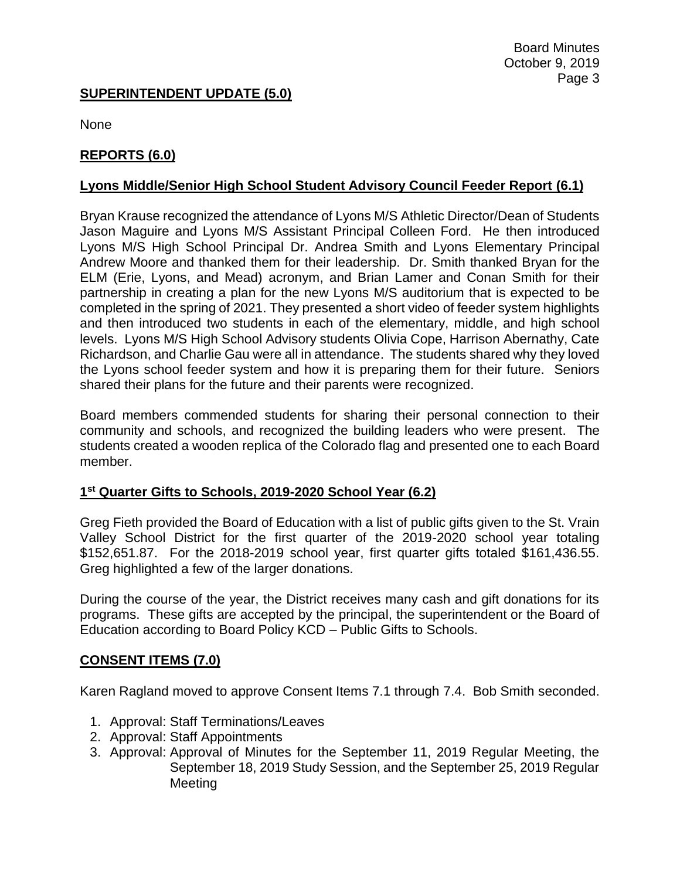## SUPERINTENDENT UPDATE (5.0)

None

## REPORTS (6.0)

### Lyons Middle/Senior High School Student Advisory Council Feeder Report (6.1)

Bryan Krause recognized the attendance of Lyons M/S Athletic Director/Dean of Students Jason Maguire and Lyons M/S Assistant Principal Colleen Ford. He then introduced Lyons M/S High School Principal Dr. Andrea Smith and Lyons Elementary Principal Andrew Moore and thanked them for their leadership. Dr. Smith thanked Bryan for the ELM (Erie, Lyons, and Mead) acronym, and Brian Lamer and Conan Smith for their partnership in creating a plan for the new Lyons M/S auditorium that is expected to be completed in the spring of 2021. They presented a short video of feeder system highlights and then introduced two students in each of the elementary, middle, and high school levels. Lyons M/S High School Advisory students Olivia Cope, Harrison Abernathy, Cate Richardson, and Charlie Gau were all in attendance. The students shared why they loved the Lyons school feeder system and how it is preparing them for their future. Seniors shared their plans for the future and their parents were recognized.

Board members commended students for sharing their personal connection to their community and schools, and recognized the building leaders who were present. The students created a wooden replica of the Colorado flag and presented one to each Board member.

### 1st Quarter Gifts to Schools, 2019-2020 School Year (6.2)

Greg Fieth provided the Board of Education with a list of public gifts given to the St. Vrain Valley School District for the first quarter of the 2019-2020 school year totaling $152,651.87. For the 2018-2019 school year, first quarter gifts totaled $161,436.55. Greg highlighted a few of the larger donations.

During the course of the year, the District receives many cash and gift donations for its programs. These gifts are accepted by the principal, the superintendent or the Board of Education according to Board Policy KCD – Public Gifts to Schools.

## CONSENT ITEMS (7.0)

Karen Ragland moved to approve Consent Items 7.1 through 7.4. Bob Smith seconded.

1. Approval: Staff Terminations/Leaves
2. Approval: Staff Appointments
3. Approval: Approval of Minutes for the September 11, 2019 Regular Meeting, the September 18, 2019 Study Session, and the September 25, 2019 Regular Meeting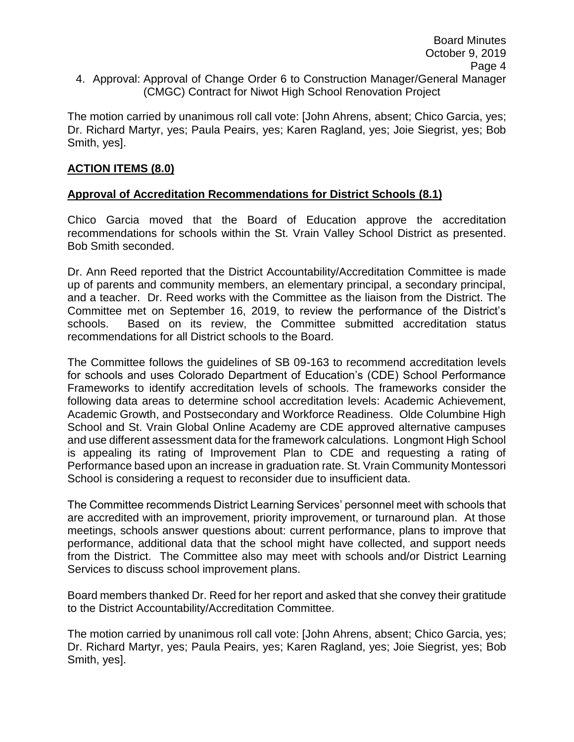4. Approval: Approval of Change Order 6 to Construction Manager/General Manager (CMGC) Contract for Niwot High School Renovation Project

The motion carried by unanimous roll call vote: [John Ahrens, absent; Chico Garcia, yes; Dr. Richard Martyr, yes; Paula Peairs, yes; Karen Ragland, yes; Joie Siegrist, yes; Bob Smith, yes].

## **ACTION ITEMS (8.0)**

### **Approval of Accreditation Recommendations for District Schools (8.1)**

Chico Garcia moved that the Board of Education approve the accreditation recommendations for schools within the St. Vrain Valley School District as presented. Bob Smith seconded.

Dr. Ann Reed reported that the District Accountability/Accreditation Committee is made up of parents and community members, an elementary principal, a secondary principal, and a teacher. Dr. Reed works with the Committee as the liaison from the District. The Committee met on September 16, 2019, to review the performance of the District's schools. Based on its review, the Committee submitted accreditation status recommendations for all District schools to the Board.

The Committee follows the guidelines of SB 09-163 to recommend accreditation levels for schools and uses Colorado Department of Education's (CDE) School Performance Frameworks to identify accreditation levels of schools. The frameworks consider the following data areas to determine school accreditation levels: Academic Achievement, Academic Growth, and Postsecondary and Workforce Readiness. Olde Columbine High School and St. Vrain Global Online Academy are CDE approved alternative campuses and use different assessment data for the framework calculations. Longmont High School is appealing its rating of Improvement Plan to CDE and requesting a rating of Performance based upon an increase in graduation rate. St. Vrain Community Montessori School is considering a request to reconsider due to insufficient data.

The Committee recommends District Learning Services' personnel meet with schools that are accredited with an improvement, priority improvement, or turnaround plan. At those meetings, schools answer questions about: current performance, plans to improve that performance, additional data that the school might have collected, and support needs from the District. The Committee also may meet with schools and/or District Learning Services to discuss school improvement plans.

Board members thanked Dr. Reed for her report and asked that she convey their gratitude to the District Accountability/Accreditation Committee.

The motion carried by unanimous roll call vote: [John Ahrens, absent; Chico Garcia, yes; Dr. Richard Martyr, yes; Paula Peairs, yes; Karen Ragland, yes; Joie Siegrist, yes; Bob Smith, yes].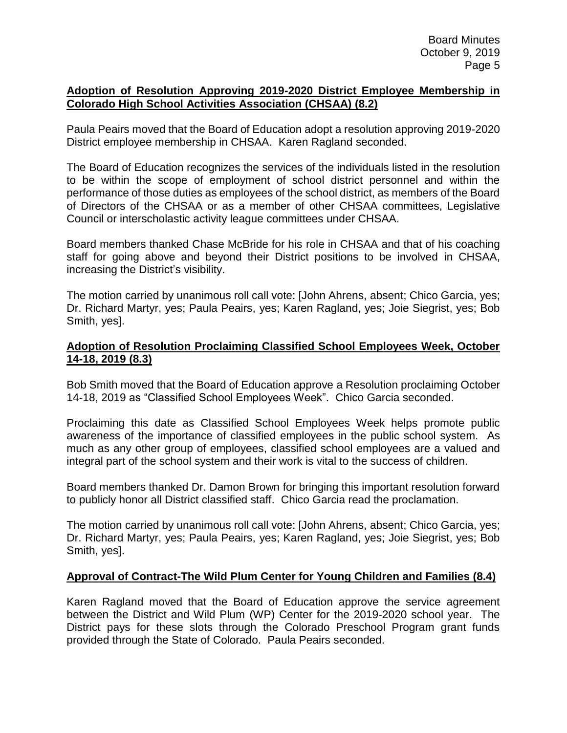**Adoption of Resolution Approving 2019-2020 District Employee Membership in Colorado High School Activities Association (CHSAA) (8.2)**

Paula Peairs moved that the Board of Education adopt a resolution approving 2019-2020 District employee membership in CHSAA. Karen Ragland seconded.

The Board of Education recognizes the services of the individuals listed in the resolution to be within the scope of employment of school district personnel and within the performance of those duties as employees of the school district, as members of the Board of Directors of the CHSAA or as a member of other CHSAA committees, Legislative Council or interscholastic activity league committees under CHSAA.

Board members thanked Chase McBride for his role in CHSAA and that of his coaching staff for going above and beyond their District positions to be involved in CHSAA, increasing the District's visibility.

The motion carried by unanimous roll call vote: [John Ahrens, absent; Chico Garcia, yes; Dr. Richard Martyr, yes; Paula Peairs, yes; Karen Ragland, yes; Joie Siegrist, yes; Bob Smith, yes].

**Adoption of Resolution Proclaiming Classified School Employees Week, October 14-18, 2019 (8.3)**

Bob Smith moved that the Board of Education approve a Resolution proclaiming October 14-18, 2019 as "Classified School Employees Week". Chico Garcia seconded.

Proclaiming this date as Classified School Employees Week helps promote public awareness of the importance of classified employees in the public school system. As much as any other group of employees, classified school employees are a valued and integral part of the school system and their work is vital to the success of children.

Board members thanked Dr. Damon Brown for bringing this important resolution forward to publicly honor all District classified staff. Chico Garcia read the proclamation.

The motion carried by unanimous roll call vote: [John Ahrens, absent; Chico Garcia, yes; Dr. Richard Martyr, yes; Paula Peairs, yes; Karen Ragland, yes; Joie Siegrist, yes; Bob Smith, yes].

**Approval of Contract-The Wild Plum Center for Young Children and Families (8.4)**

Karen Ragland moved that the Board of Education approve the service agreement between the District and Wild Plum (WP) Center for the 2019-2020 school year. The District pays for these slots through the Colorado Preschool Program grant funds provided through the State of Colorado. Paula Peairs seconded.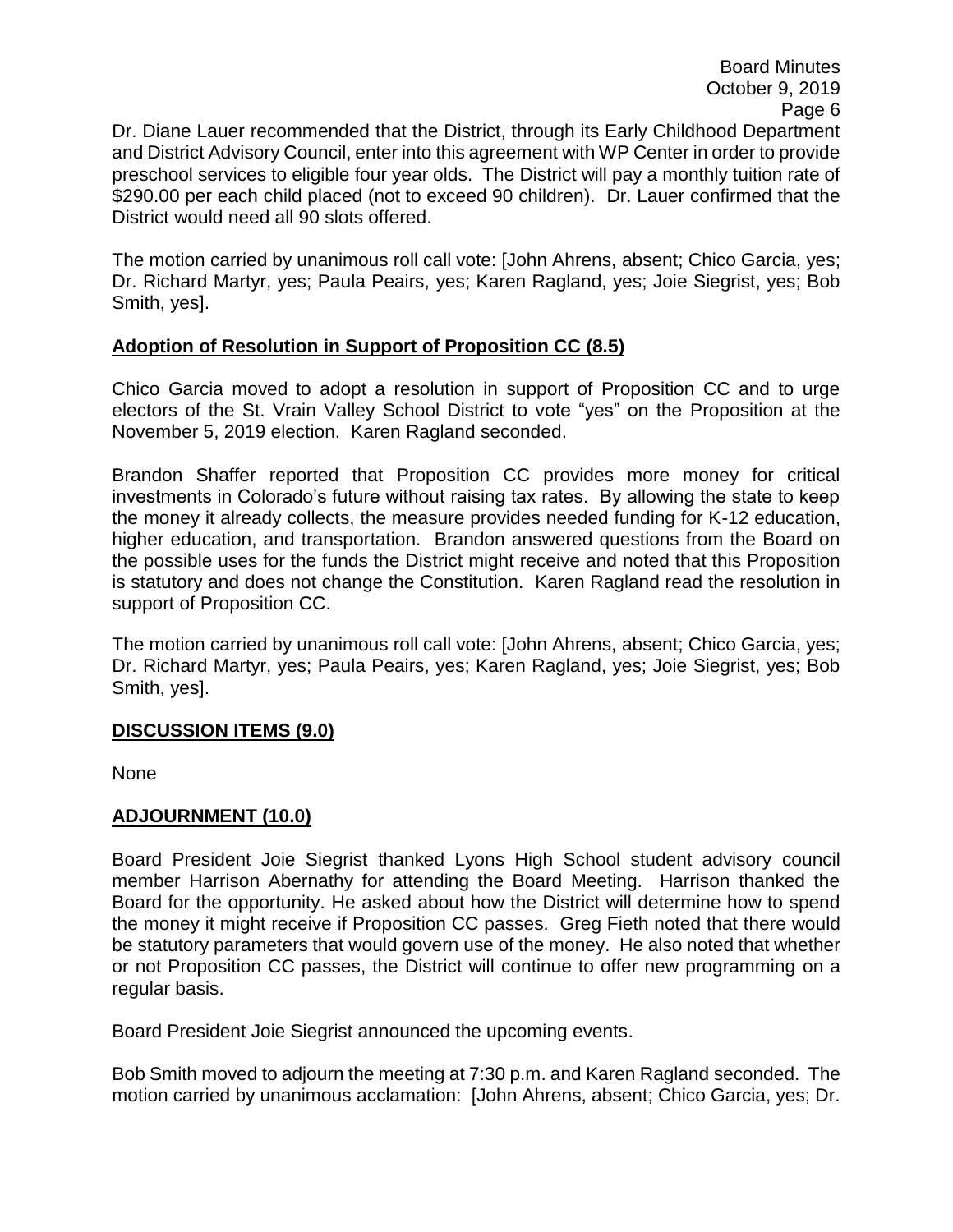Dr. Diane Lauer recommended that the District, through its Early Childhood Department and District Advisory Council, enter into this agreement with WP Center in order to provide preschool services to eligible four year olds. The District will pay a monthly tuition rate of $290.00 per each child placed (not to exceed 90 children). Dr. Lauer confirmed that the District would need all 90 slots offered.

The motion carried by unanimous roll call vote: [John Ahrens, absent; Chico Garcia, yes; Dr. Richard Martyr, yes; Paula Peairs, yes; Karen Ragland, yes; Joie Siegrist, yes; Bob Smith, yes].

**Adoption of Resolution in Support of Proposition CC (8.5)**

Chico Garcia moved to adopt a resolution in support of Proposition CC and to urge electors of the St. Vrain Valley School District to vote "yes" on the Proposition at the November 5, 2019 election. Karen Ragland seconded.

Brandon Shaffer reported that Proposition CC provides more money for critical investments in Colorado's future without raising tax rates. By allowing the state to keep the money it already collects, the measure provides needed funding for K-12 education, higher education, and transportation. Brandon answered questions from the Board on the possible uses for the funds the District might receive and noted that this Proposition is statutory and does not change the Constitution. Karen Ragland read the resolution in support of Proposition CC.

The motion carried by unanimous roll call vote: [John Ahrens, absent; Chico Garcia, yes; Dr. Richard Martyr, yes; Paula Peairs, yes; Karen Ragland, yes; Joie Siegrist, yes; Bob Smith, yes].

**DISCUSSION ITEMS (9.0)**

None

**ADJOURNMENT (10.0)**

Board President Joie Siegrist thanked Lyons High School student advisory council member Harrison Abernathy for attending the Board Meeting. Harrison thanked the Board for the opportunity. He asked about how the District will determine how to spend the money it might receive if Proposition CC passes. Greg Fieth noted that there would be statutory parameters that would govern use of the money. He also noted that whether or not Proposition CC passes, the District will continue to offer new programming on a regular basis.

Board President Joie Siegrist announced the upcoming events.

Bob Smith moved to adjourn the meeting at 7:30 p.m. and Karen Ragland seconded. The motion carried by unanimous acclamation: [John Ahrens, absent; Chico Garcia, yes; Dr.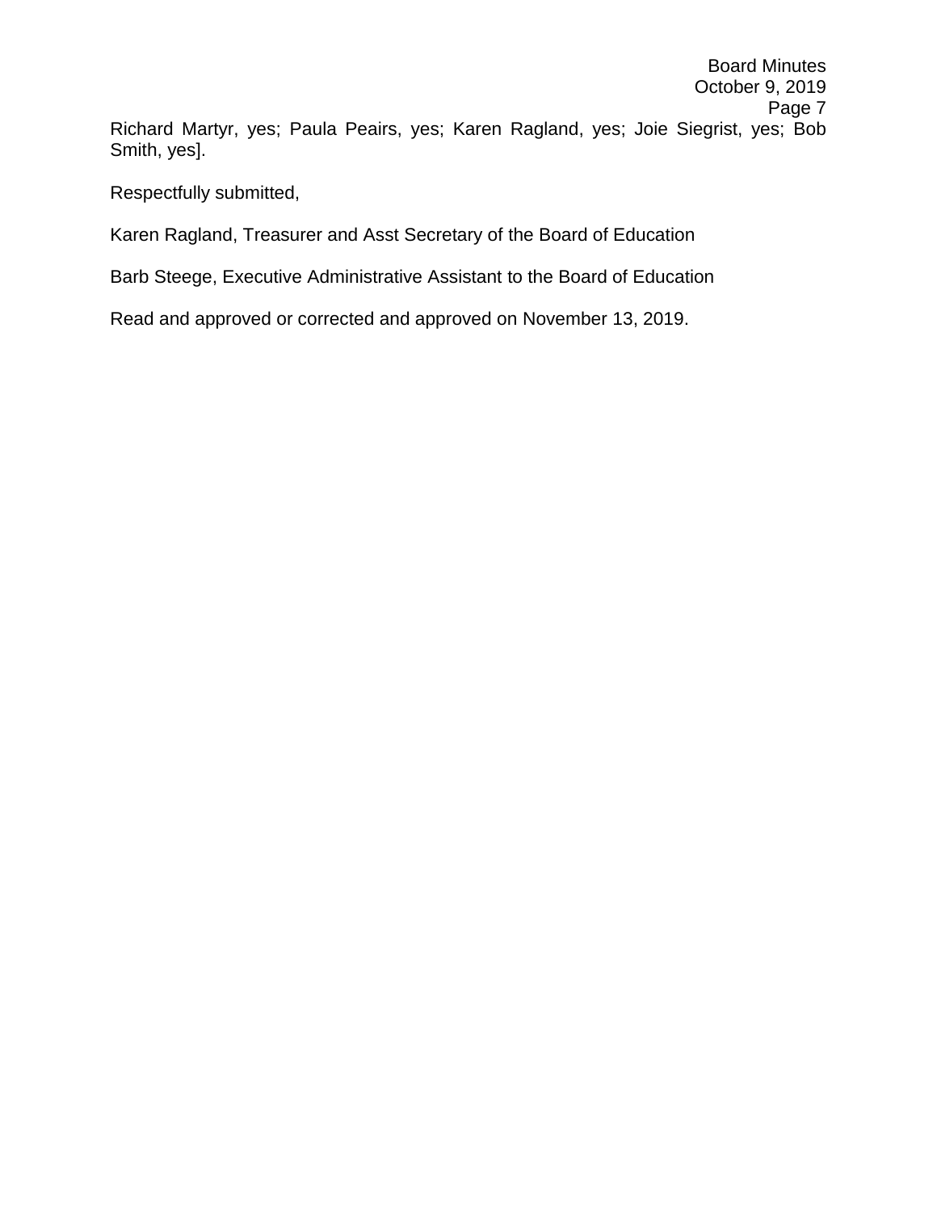Richard Martyr, yes; Paula Peairs, yes; Karen Ragland, yes; Joie Siegrist, yes; Bob Smith, yes].

Respectfully submitted,

Karen Ragland, Treasurer and Asst Secretary of the Board of Education

Barb Steege, Executive Administrative Assistant to the Board of Education

Read and approved or corrected and approved on November 13, 2019.